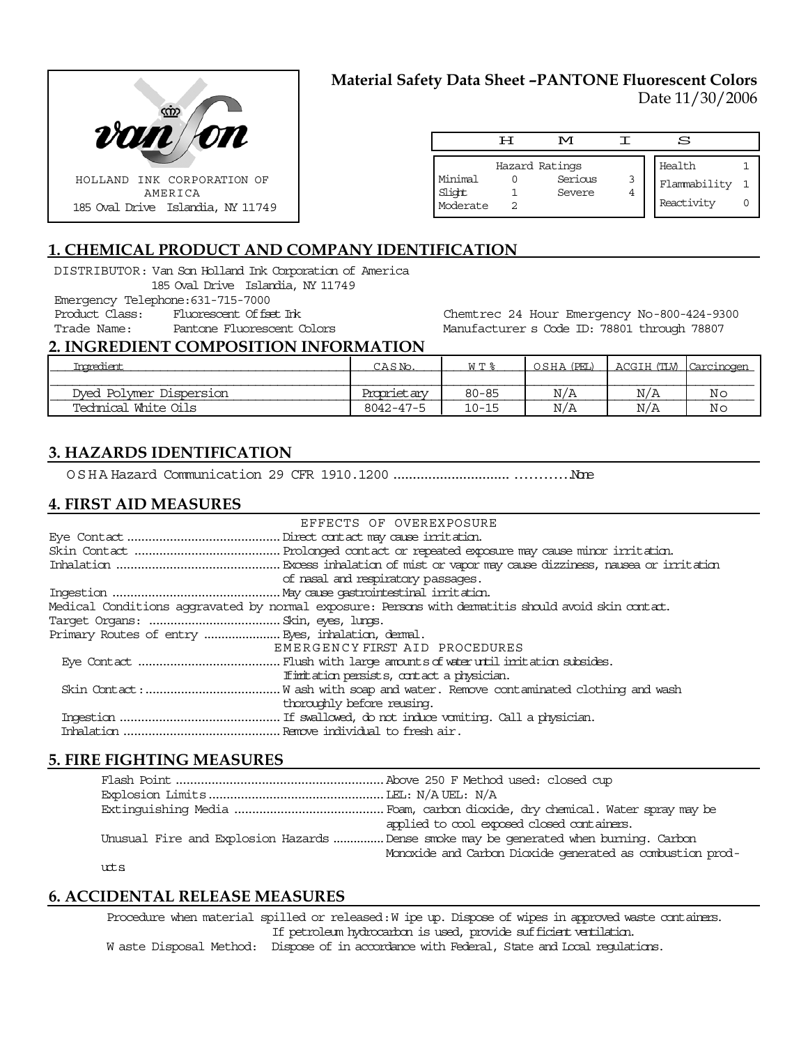HOLLAND INK CORPORATION OF AMERICA
185 Oval Drive Islandia, NY 11749

# Material Safety Data Sheet –PANTONE Fluorescent Colors

Date 11/30/2006

| H M I S | | | | | |
|---|---|---|---|---|---|
| Hazard Ratings | | | | | |
| Minimal | 0 | Serious | 3 | Health | 1 |
| Slight | 1 | Severe | 4 | Flammability | 1 |
| Moderate | 2 | | | Reactivity | 0 |

## 1. CHEMICAL PRODUCT AND COMPANY IDENTIFICATION

DISTRIBUTOR: Van Son Holland Ink Corporation of America
185 Oval Drive Islandia, NY 11749
Emergency Telephone: 631-715-7000
Product Class: Fluorescent Offset Ink
Trade Name: Pantone Fluorescent Colors

Chemtrec 24 Hour Emergency No-800-424-9300
Manufacturer s Code ID: 78801 through 78807

## 2. INGREDIENT COMPOSITION INFORMATION

| Ingredient | CAS No. | WT % | OSHA (PEL) | ACGIH (TLV) | Carcinogen |
|---|---|---|---|---|---|
| Dyed Polymer Dispersion | Proprietary | 80-85 | N/A | N/A | No |
| Technical White Oils | 8042-47-5 | 10-15 | N/A | N/A | No |

## 3. HAZARDS IDENTIFICATION

OSHA Hazard Communication 29 CFR 1910.1200 .......................................None

## 4. FIRST AID MEASURES

EFFECTS OF OVEREXPOSURE

Eye Contact .......................................... Direct contact may cause irritation.
Skin Contact ......................................... Prolonged contact or repeated exposure may cause minor irritation.
Inhalation ............................................. Excess inhalation of mist or vapor may cause dizziness, nausea or irritation of nasal and respiratory passages.
Ingestion .............................................. May cause gastrointestinal irritation.
Medical Conditions aggravated by normal exposure: Persons with dermatitis should avoid skin contact.
Target Organs: ..................................... Skin, eyes, lungs.
Primary Routes of entry ..................... Eyes, inhalation, dermal.

EMERGENCY FIRST AID PROCEDURES

Eye Contact ........................................ Flush with large amounts of water until irritation subsides. If irritation persists, contact a physician.
Skin Contact: ...................................... Wash with soap and water. Remove contaminated clothing and wash thoroughly before reusing.
Ingestion ............................................ If swallowed, do not induce vomiting. Call a physician.
Inhalation ........................................... Remove individual to fresh air.

## 5. FIRE FIGHTING MEASURES

Flash Point .......................................................... Above 250 F Method used: closed cup
Explosion Limits ................................................ LEL: N/A UEL: N/A
Extinguishing Media .......................................... Foam, carbon dioxide, dry chemical. Water spray may be applied to cool exposed closed containers.
Unusual Fire and Explosion Hazards .............. Dense smoke may be generated when burning. Carbon Monoxide and Carbon Dioxide generated as combustion products

## 6. ACCIDENTAL RELEASE MEASURES

Procedure when material spilled or released: Wipe up. Dispose of wipes in approved waste containers. If petroleum hydrocarbon is used, provide sufficient ventilation.
Waste Disposal Method: Dispose of in accordance with Federal, State and Local regulations.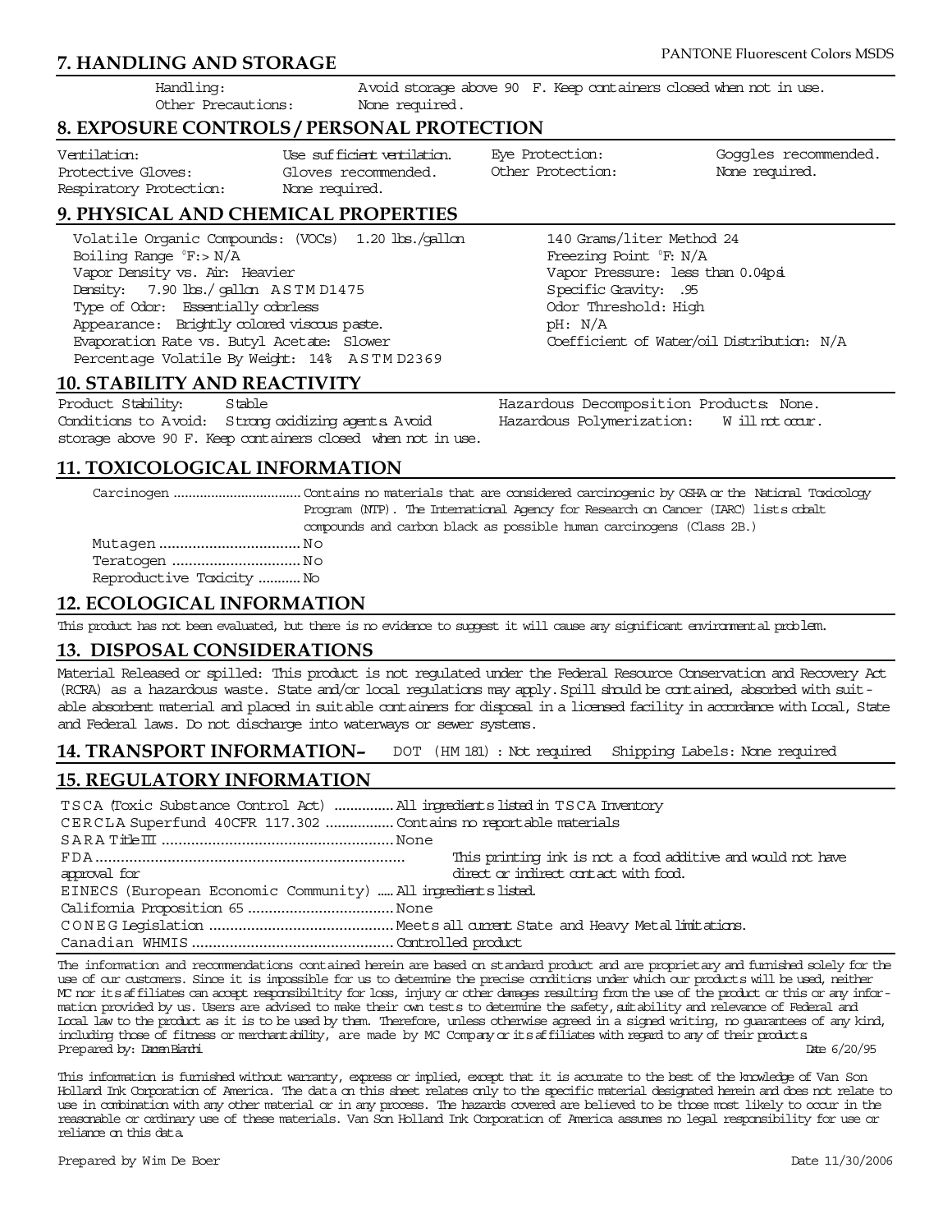## 7. HANDLING AND STORAGE

| | |
|---|---|
| Handling: | Avoid storage above 90 F. Keep containers closed when not in use. |
| Other Precautions: | None required. |

## 8. EXPOSURE CONTROLS / PERSONAL PROTECTION

| | | | |
|---|---|---|---|
| Ventilation: | Use sufficient ventilation. | Eye Protection: | Goggles recommended. |
| Protective Gloves: | Gloves recommended. | Other Protection: | None required. |
| Respiratory Protection: | None required. | | |

## 9. PHYSICAL AND CHEMICAL PROPERTIES

| | |
|---|---|
| Volatile Organic Compounds: (VOCs) 1.20 lbs./gallon | 140 Grams/liter Method 24 |
| Boiling Range °F: > N/A | Freezing Point °F: N/A |
| Vapor Density vs. Air: Heavier | Vapor Pressure: less than 0.04psi |
| Density: 7.90 lbs./gallon ASTM D1475 | Specific Gravity: .95 |
| Type of Odor: Essentially odorless | Odor Threshold: High |
| Appearance: Brightly colored viscous paste. | pH: N/A |
| Evaporation Rate vs. Butyl Acetate: Slower | Coefficient of Water/oil Distribution: N/A |
| Percentage Volatile By Weight: 14% ASTM D2369 | |

## 10. STABILITY AND REACTIVITY

| | |
|---|---|
| Product Stability: Stable | Hazardous Decomposition Products: None. |
| Conditions to Avoid: Strong oxidizing agents. Avoid storage above 90 F. Keep containers closed when not in use. | Hazardous Polymerization: Will not occur. |

## 11. TOXICOLOGICAL INFORMATION

Carcinogen .................................. Contains no materials that are considered carcinogenic by OSHA or the National Toxicology Program (NTP). The International Agency for Research on Cancer (IARC) lists cobalt compounds and carbon black as possible human carcinogens (Class 2B.)

Mutagen .................................. No

Teratogen ............................... No

Reproductive Toxicity ........... No

## 12. ECOLOGICAL INFORMATION

This product has not been evaluated, but there is no evidence to suggest it will cause any significant environmental problem.

## 13. DISPOSAL CONSIDERATIONS

Material Released or spilled: This product is not regulated under the Federal Resource Conservation and Recovery Act (RCRA) as a hazardous waste. State and/or local regulations may apply. Spill should be contained, absorbed with suitable absorbent material and placed in suitable containers for disposal in a licensed facility in accordance with Local, State and Federal laws. Do not discharge into waterways or sewer systems.

## 14. TRANSPORT INFORMATION– DOT (HM 181) : Not required Shipping Labels: None required

## 15. REGULATORY INFORMATION

TSCA (Toxic Substance Control Act) ............... All ingredients listed in TSCA Inventory

CERCLA Superfund 40CFR 117.302 ................. Contains no reportable materials

SARA Title III ....................................................... None

FDA ......................................................................... This printing ink is not a food additive and would not have approval for direct or indirect contact with food.

EINECS (European Economic Community) ..... All ingredients listed.

California Proposition 65 .................................. None

CONEG Legislation ............................................ Meets all current State and Heavy Metal limitations.

Canadian WHMIS ................................................ Controlled product

The information and recommendations contained herein are based on standard product and are proprietary and furnished solely for the use of our customers. Since it is impossible for us to determine the precise conditions under which our products will be used, neither MC nor its affiliates can accept responsibiltiy for loss, injury or other damages resulting from the use of the product or this or any information provided by us. Users are advised to make their own tests to determine the safety, suitability and relevance of Federal and Local law to the product as it is to be used by them. Therefore, unless otherwise agreed in a signed writing, no guarantees of any kind, including those of fitness or merchantability, are made by MC Company or its affiliates with regard to any of their products.

Prepared by: Darren Bianchi Date 6/20/95

This information is furnished without warranty, express or implied, except that it is accurate to the best of the knowledge of Van Son Holland Ink Corporation of America. The data on this sheet relates only to the specific material designated herein and does not relate to use in combination with any other material or in any process. The hazards covered are believed to be those most likely to occur in the reasonable or ordinary use of these materials. Van Son Holland Ink Corporation of America assumes no legal responsibility for use or reliance on this data.

Prepared by Wim De Boer Date 11/30/2006